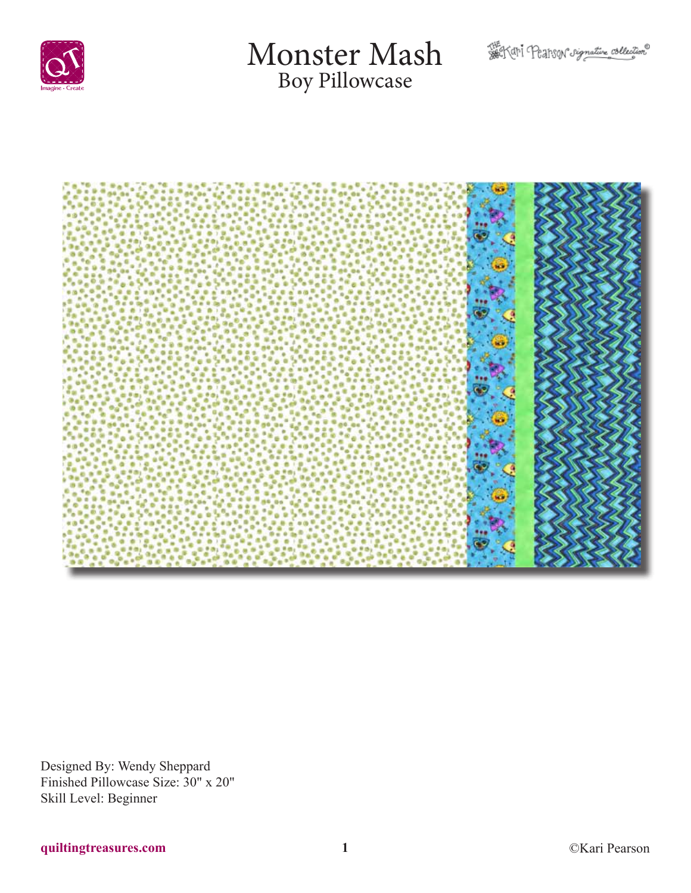# Monster Mash

## Boy Pillowcase

Designed By: Wendy Sheppard
Finished Pillowcase Size: 30" x 20"
Skill Level: Beginner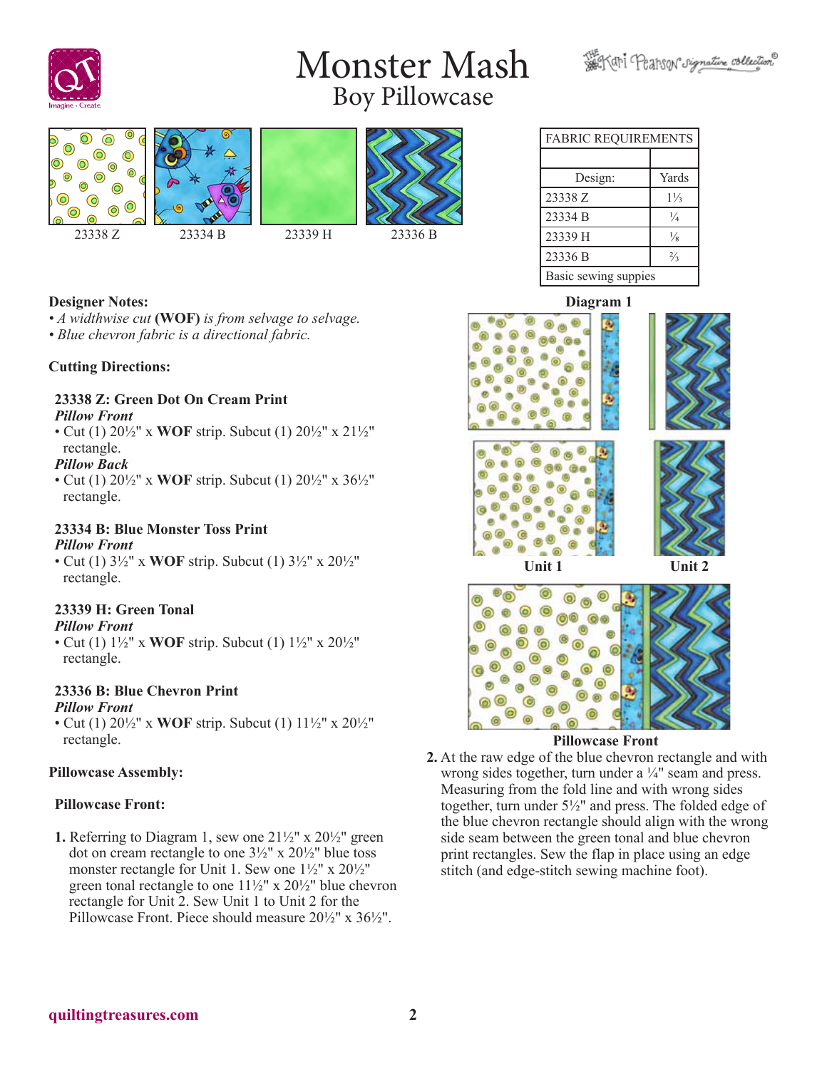# Monster Mash

## Boy Pillowcase

23338 Z  23334 B  23339 H  23336 B

| FABRIC REQUIREMENTS | |
|---|---|
| | |
| Design: | Yards |
| 23338 Z | 1⅓ |
| 23334 B | ¼ |
| 23339 H | ⅛ |
| 23336 B | ⅔ |
| Basic sewing suppies | |

**Designer Notes:**

• *A widthwise cut* **(WOF)** *is from selvage to selvage.*
• *Blue chevron fabric is a directional fabric.*

**Cutting Directions:**

**23338 Z: Green Dot On Cream Print**

***Pillow Front***

• Cut (1) 20½" x **WOF** strip. Subcut (1) 20½" x 21½" rectangle.

***Pillow Back***

• Cut (1) 20½" x **WOF** strip. Subcut (1) 20½" x 36½" rectangle.

**23334 B: Blue Monster Toss Print**

***Pillow Front***

• Cut (1) 3½" x **WOF** strip. Subcut (1) 3½" x 20½" rectangle.

**23339 H: Green Tonal**

***Pillow Front***

• Cut (1) 1½" x **WOF** strip. Subcut (1) 1½" x 20½" rectangle.

**23336 B: Blue Chevron Print**

***Pillow Front***

• Cut (1) 20½" x **WOF** strip. Subcut (1) 11½" x 20½" rectangle.

**Pillowcase Assembly:**

**Pillowcase Front:**

**1.** Referring to Diagram 1, sew one 21½" x 20½" green dot on cream rectangle to one 3½" x 20½" blue toss monster rectangle for Unit 1. Sew one 1½" x 20½" green tonal rectangle to one 11½" x 20½" blue chevron rectangle for Unit 2. Sew Unit 1 to Unit 2 for the Pillowcase Front. Piece should measure 20½" x 36½".

**Diagram 1**

**Unit 1** **Unit 2**

**Pillowcase Front**

**2.** At the raw edge of the blue chevron rectangle and with wrong sides together, turn under a ¼" seam and press. Measuring from the fold line and with wrong sides together, turn under 5½" and press. The folded edge of the blue chevron rectangle should align with the wrong side seam between the green tonal and blue chevron print rectangles. Sew the flap in place using an edge stitch (and edge-stitch sewing machine foot).

quiltingtreasures.com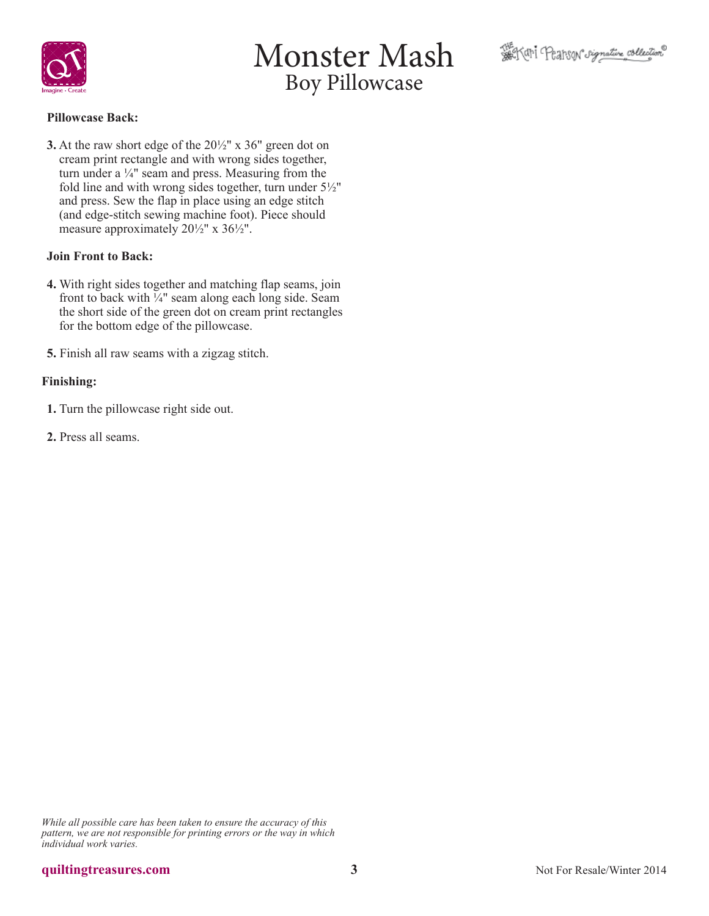# Monster Mash
## Boy Pillowcase

**Pillowcase Back:**

3. At the raw short edge of the 20½" x 36" green dot on cream print rectangle and with wrong sides together, turn under a ¼" seam and press. Measuring from the fold line and with wrong sides together, turn under 5½" and press. Sew the flap in place using an edge stitch (and edge-stitch sewing machine foot). Piece should measure approximately 20½" x 36½".

**Join Front to Back:**

4. With right sides together and matching flap seams, join front to back with ¼" seam along each long side. Seam the short side of the green dot on cream print rectangles for the bottom edge of the pillowcase.

5. Finish all raw seams with a zigzag stitch.

**Finishing:**

1. Turn the pillowcase right side out.

2. Press all seams.

*While all possible care has been taken to ensure the accuracy of this pattern, we are not responsible for printing errors or the way in which individual work varies.*